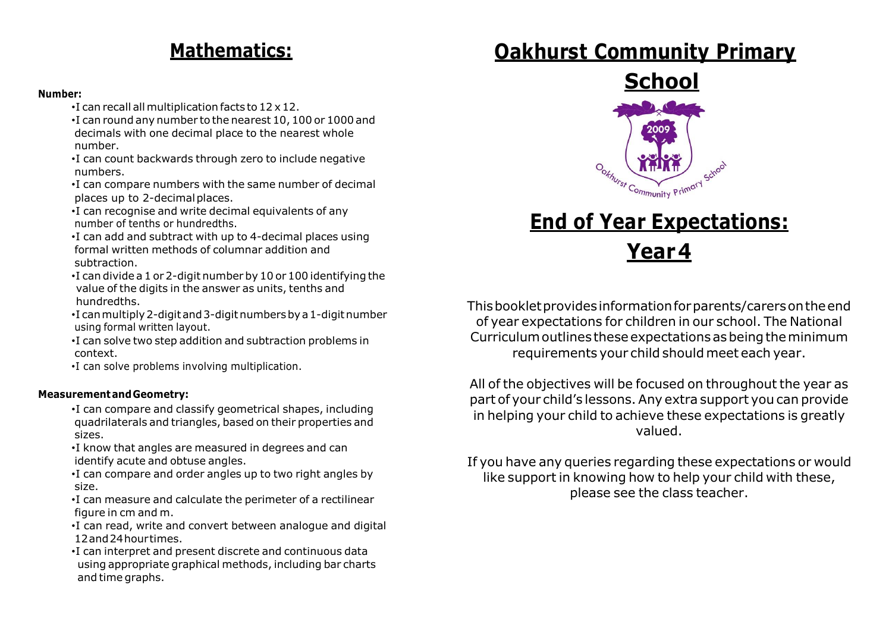## Mathematics:

**Number:**

- I can recall all multiplication facts to 12 x 12.
- I can round any number to the nearest 10, 100 or 1000 and decimals with one decimal place to the nearest whole number.
- I can count backwards through zero to include negative numbers.
- I can compare numbers with the same number of decimal places up to 2-decimal places.
- I can recognise and write decimal equivalents of any number of tenths or hundredths.
- I can add and subtract with up to 4-decimal places using formal written methods of columnar addition and subtraction.
- I can divide a 1 or 2-digit number by 10 or 100 identifying the value of the digits in the answer as units, tenths and hundredths.
- I can multiply 2-digit and 3-digit numbers by a 1-digit number using formal written layout.
- I can solve two step addition and subtraction problems in context.
- I can solve problems involving multiplication.

**Measurement and Geometry:**

- I can compare and classify geometrical shapes, including quadrilaterals and triangles, based on their properties and sizes.
- I know that angles are measured in degrees and can identify acute and obtuse angles.
- I can compare and order angles up to two right angles by size.
- I can measure and calculate the perimeter of a rectilinear figure in cm and m.
- I can read, write and convert between analogue and digital 12 and 24 hour times.
- I can interpret and present discrete and continuous data using appropriate graphical methods, including bar charts and time graphs.

# Oakhurst Community Primary School

# End of Year Expectations: Year 4

This booklet provides information for parents/carers on the end of year expectations for children in our school. The National Curriculum outlines these expectations as being the minimum requirements your child should meet each year.

All of the objectives will be focused on throughout the year as part of your child's lessons. Any extra support you can provide in helping your child to achieve these expectations is greatly valued.

If you have any queries regarding these expectations or would like support in knowing how to help your child with these, please see the class teacher.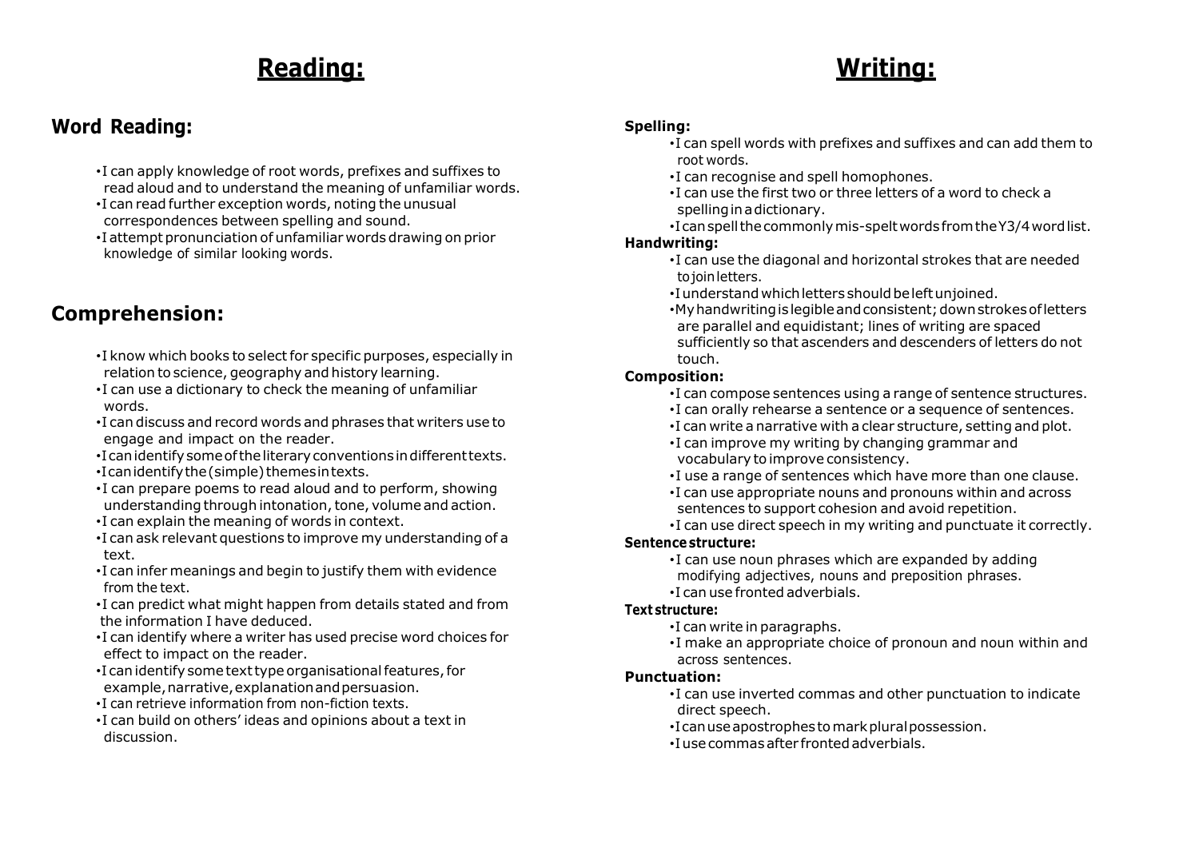# Reading:

## Word Reading:

- I can apply knowledge of root words, prefixes and suffixes to read aloud and to understand the meaning of unfamiliar words.
- I can read further exception words, noting the unusual correspondences between spelling and sound.
- I attempt pronunciation of unfamiliar words drawing on prior knowledge of similar looking words.

## Comprehension:

- I know which books to select for specific purposes, especially in relation to science, geography and history learning.
- I can use a dictionary to check the meaning of unfamiliar words.
- I can discuss and record words and phrases that writers use to engage and impact on the reader.
- I can identify some of the literary conventions in different texts.
- I can identify the (simple) themes in texts.
- I can prepare poems to read aloud and to perform, showing understanding through intonation, tone, volume and action.
- I can explain the meaning of words in context.
- I can ask relevant questions to improve my understanding of a text.
- I can infer meanings and begin to justify them with evidence from the text.
- I can predict what might happen from details stated and from the information I have deduced.
- I can identify where a writer has used precise word choices for effect to impact on the reader.
- I can identify some text type organisational features, for example, narrative, explanation and persuasion.
- I can retrieve information from non-fiction texts.
- I can build on others' ideas and opinions about a text in discussion.

# Writing:

**Spelling:**

- I can spell words with prefixes and suffixes and can add them to root words.
- I can recognise and spell homophones.
- I can use the first two or three letters of a word to check a spelling in a dictionary.
- I can spell the commonly mis-spelt words from the Y3/4 word list.

**Handwriting:**

- I can use the diagonal and horizontal strokes that are needed to join letters.
- I understand which letters should be left unjoined.
- My handwriting is legible and consistent; down strokes of letters are parallel and equidistant; lines of writing are spaced sufficiently so that ascenders and descenders of letters do not touch.

**Composition:**

- I can compose sentences using a range of sentence structures.
- I can orally rehearse a sentence or a sequence of sentences.
- I can write a narrative with a clear structure, setting and plot.
- I can improve my writing by changing grammar and vocabulary to improve consistency.
- I use a range of sentences which have more than one clause.
- I can use appropriate nouns and pronouns within and across sentences to support cohesion and avoid repetition.
- I can use direct speech in my writing and punctuate it correctly.

**Sentence structure:**

- I can use noun phrases which are expanded by adding modifying adjectives, nouns and preposition phrases.
- I can use fronted adverbials.

**Text structure:**

- I can write in paragraphs.
- I make an appropriate choice of pronoun and noun within and across sentences.

**Punctuation:**

- I can use inverted commas and other punctuation to indicate direct speech.
- I can use apostrophes to mark plural possession.
- I use commas after fronted adverbials.